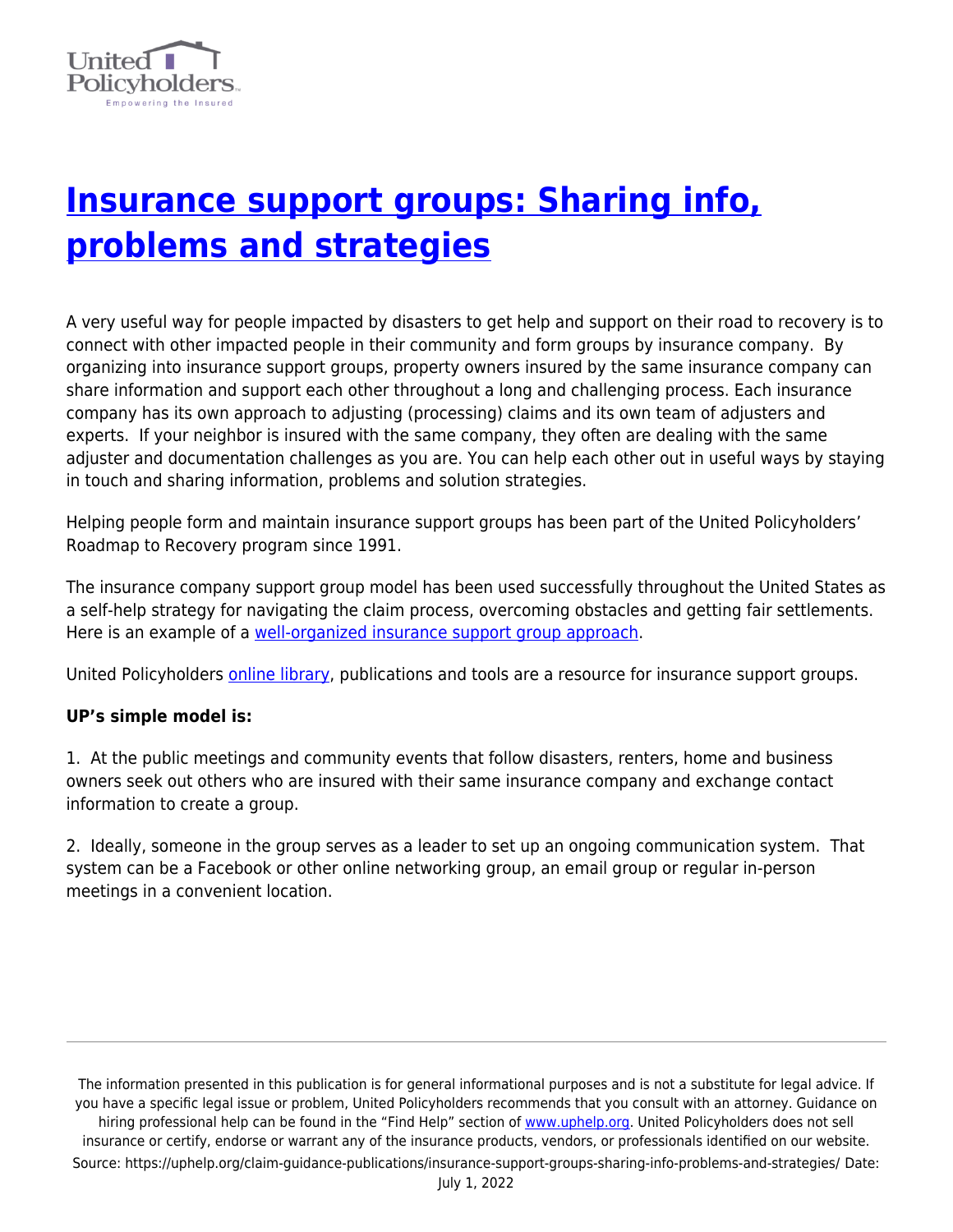# Insurance support groups: Sharing info, problems and strategies

A very useful way for people impacted by disasters to get help and support on their road to recovery is to connect with other impacted people in their community and form groups by insurance company. By organizing into insurance support groups, property owners insured by the same insurance company can share information and support each other throughout a long and challenging process. Each insurance company has its own approach to adjusting (processing) claims and its own team of adjusters and experts. If your neighbor is insured with the same company, they often are dealing with the same adjuster and documentation challenges as you are. You can help each other out in useful ways by staying in touch and sharing information, problems and solution strategies.

Helping people form and maintain insurance support groups has been part of the United Policyholders' Roadmap to Recovery program since 1991.

The insurance company support group model has been used successfully throughout the United States as a self-help strategy for navigating the claim process, overcoming obstacles and getting fair settlements. Here is an example of a well-organized insurance support group approach.

United Policyholders online library, publications and tools are a resource for insurance support groups.

**UP's simple model is:**

1. At the public meetings and community events that follow disasters, renters, home and business owners seek out others who are insured with their same insurance company and exchange contact information to create a group.

2. Ideally, someone in the group serves as a leader to set up an ongoing communication system. That system can be a Facebook or other online networking group, an email group or regular in-person meetings in a convenient location.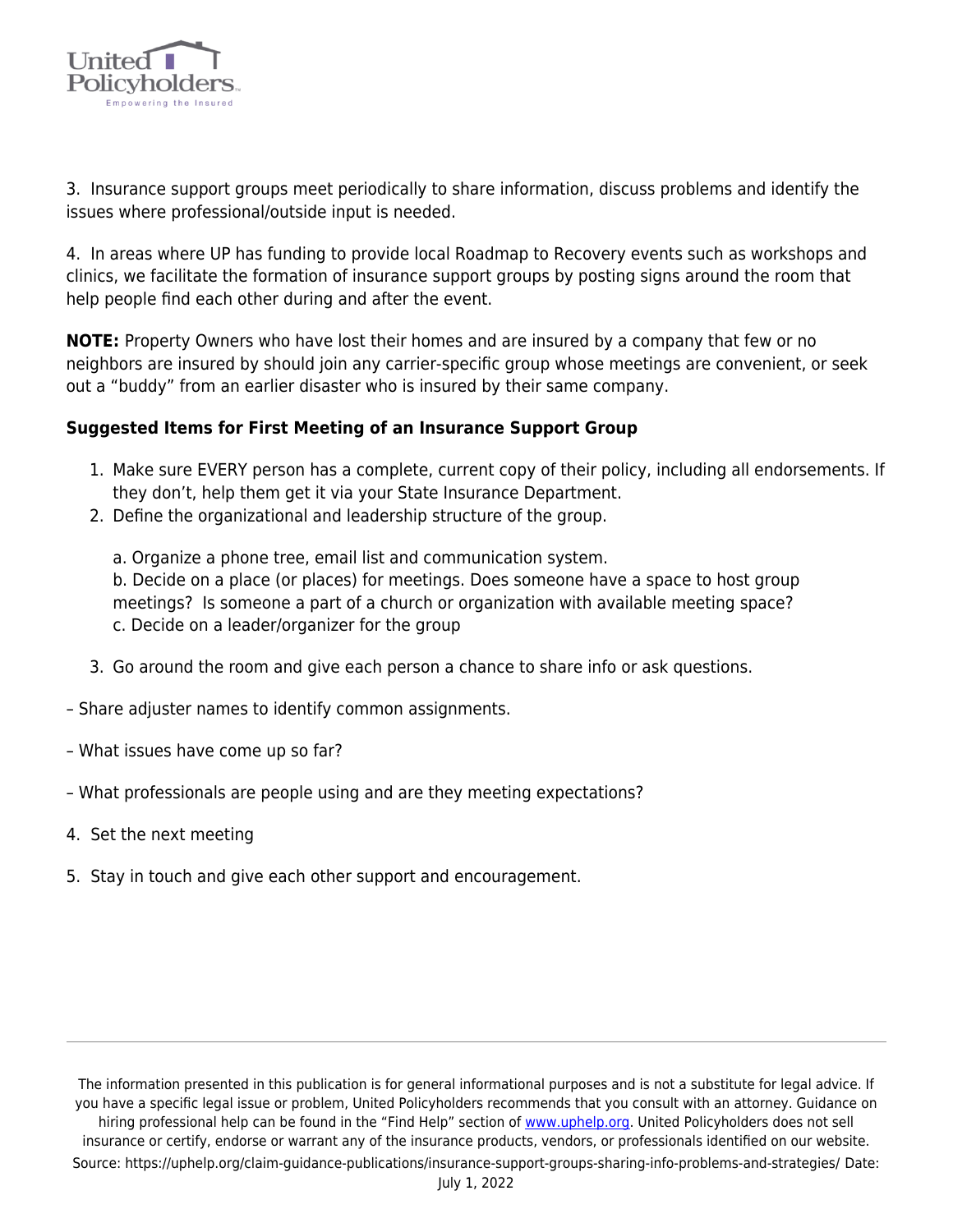3. Insurance support groups meet periodically to share information, discuss problems and identify the issues where professional/outside input is needed.

4. In areas where UP has funding to provide local Roadmap to Recovery events such as workshops and clinics, we facilitate the formation of insurance support groups by posting signs around the room that help people find each other during and after the event.

**NOTE:** Property Owners who have lost their homes and are insured by a company that few or no neighbors are insured by should join any carrier-specific group whose meetings are convenient, or seek out a "buddy" from an earlier disaster who is insured by their same company.

**Suggested Items for First Meeting of an Insurance Support Group**

1. Make sure EVERY person has a complete, current copy of their policy, including all endorsements. If they don't, help them get it via your State Insurance Department.
2. Define the organizational and leadership structure of the group.

   a. Organize a phone tree, email list and communication system.
   b. Decide on a place (or places) for meetings. Does someone have a space to host group meetings? Is someone a part of a church or organization with available meeting space?
   c. Decide on a leader/organizer for the group

3. Go around the room and give each person a chance to share info or ask questions.

– Share adjuster names to identify common assignments.

– What issues have come up so far?

– What professionals are people using and are they meeting expectations?

4. Set the next meeting

5. Stay in touch and give each other support and encouragement.

The information presented in this publication is for general informational purposes and is not a substitute for legal advice. If you have a specific legal issue or problem, United Policyholders recommends that you consult with an attorney. Guidance on hiring professional help can be found in the "Find Help" section of www.uphelp.org. United Policyholders does not sell insurance or certify, endorse or warrant any of the insurance products, vendors, or professionals identified on our website.
Source: https://uphelp.org/claim-guidance-publications/insurance-support-groups-sharing-info-problems-and-strategies/ Date: July 1, 2022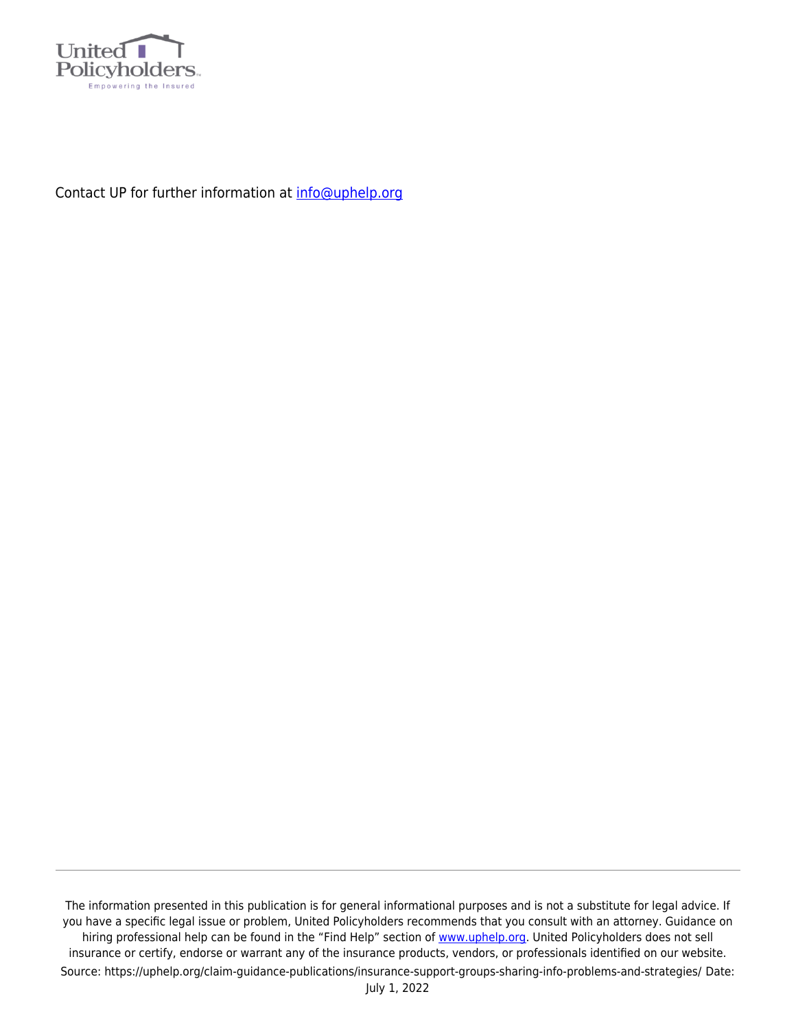Contact UP for further information at info@uphelp.org

The information presented in this publication is for general informational purposes and is not a substitute for legal advice. If you have a specific legal issue or problem, United Policyholders recommends that you consult with an attorney. Guidance on hiring professional help can be found in the "Find Help" section of www.uphelp.org. United Policyholders does not sell insurance or certify, endorse or warrant any of the insurance products, vendors, or professionals identified on our website.

Source: https://uphelp.org/claim-guidance-publications/insurance-support-groups-sharing-info-problems-and-strategies/ Date: July 1, 2022